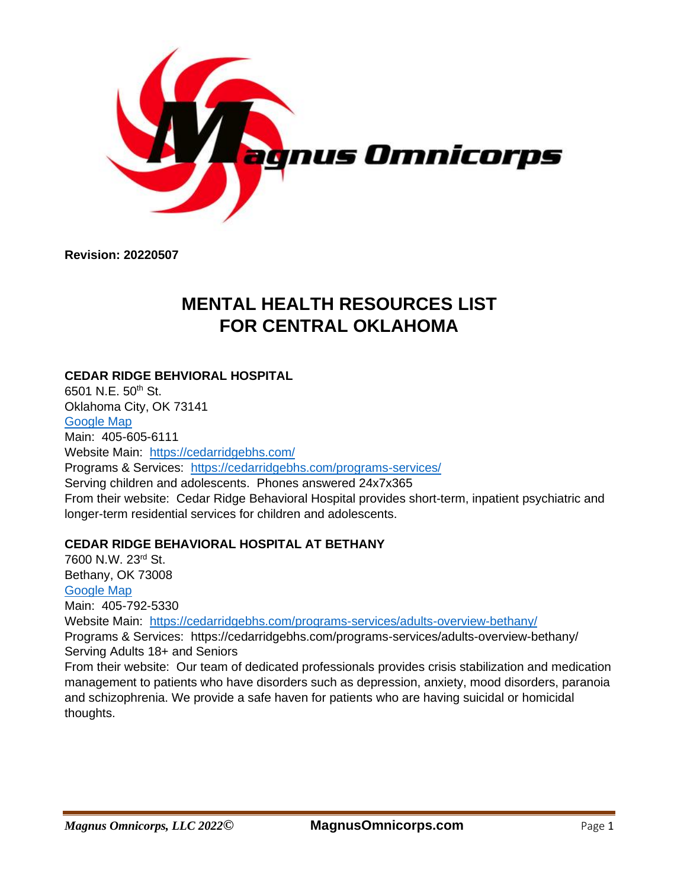**Revision: 20220507**

# MENTAL HEALTH RESOURCES LIST FOR CENTRAL OKLAHOMA

### CEDAR RIDGE BEHVIORAL HOSPITAL

6501 N.E. 50th St.
Oklahoma City, OK 73141
[Google Map]()
Main: 405-605-6111
Website Main: [https://cedarridgebhs.com/](https://cedarridgebhs.com/)
Programs & Services: [https://cedarridgebhs.com/programs-services/](https://cedarridgebhs.com/programs-services/)
Serving children and adolescents. Phones answered 24x7x365
From their website: Cedar Ridge Behavioral Hospital provides short-term, inpatient psychiatric and longer-term residential services for children and adolescents.

### CEDAR RIDGE BEHAVIORAL HOSPITAL AT BETHANY

7600 N.W. 23rd St.
Bethany, OK 73008
[Google Map]()
Main: 405-792-5330
Website Main: [https://cedarridgebhs.com/programs-services/adults-overview-bethany/](https://cedarridgebhs.com/programs-services/adults-overview-bethany/)
Programs & Services: https://cedarridgebhs.com/programs-services/adults-overview-bethany/
Serving Adults 18+ and Seniors
From their website: Our team of dedicated professionals provides crisis stabilization and medication management to patients who have disorders such as depression, anxiety, mood disorders, paranoia and schizophrenia. We provide a safe haven for patients who are having suicidal or homicidal thoughts.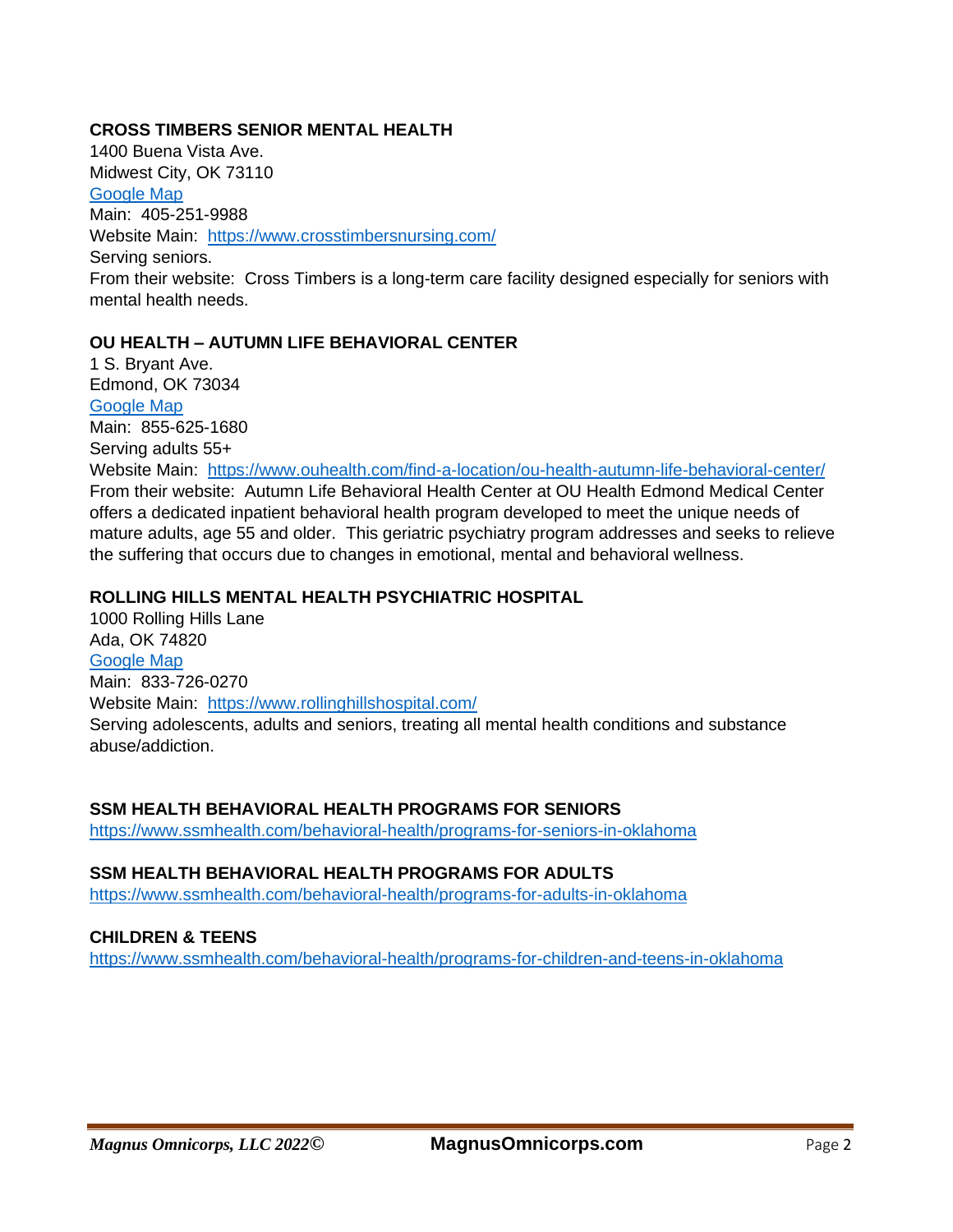### CROSS TIMBERS SENIOR MENTAL HEALTH

1400 Buena Vista Ave.
Midwest City, OK 73110
Google Map
Main: 405-251-9988
Website Main: https://www.crosstimbersnursing.com/
Serving seniors.
From their website: Cross Timbers is a long-term care facility designed especially for seniors with mental health needs.

### OU HEALTH – AUTUMN LIFE BEHAVIORAL CENTER

1 S. Bryant Ave.
Edmond, OK 73034
Google Map
Main: 855-625-1680
Serving adults 55+
Website Main: https://www.ouhealth.com/find-a-location/ou-health-autumn-life-behavioral-center/
From their website: Autumn Life Behavioral Health Center at OU Health Edmond Medical Center offers a dedicated inpatient behavioral health program developed to meet the unique needs of mature adults, age 55 and older. This geriatric psychiatry program addresses and seeks to relieve the suffering that occurs due to changes in emotional, mental and behavioral wellness.

### ROLLING HILLS MENTAL HEALTH PSYCHIATRIC HOSPITAL

1000 Rolling Hills Lane
Ada, OK 74820
Google Map
Main: 833-726-0270
Website Main: https://www.rollinghillshospital.com/
Serving adolescents, adults and seniors, treating all mental health conditions and substance abuse/addiction.

### SSM HEALTH BEHAVIORAL HEALTH PROGRAMS FOR SENIORS

https://www.ssmhealth.com/behavioral-health/programs-for-seniors-in-oklahoma

### SSM HEALTH BEHAVIORAL HEALTH PROGRAMS FOR ADULTS

https://www.ssmhealth.com/behavioral-health/programs-for-adults-in-oklahoma

### CHILDREN & TEENS

https://www.ssmhealth.com/behavioral-health/programs-for-children-and-teens-in-oklahoma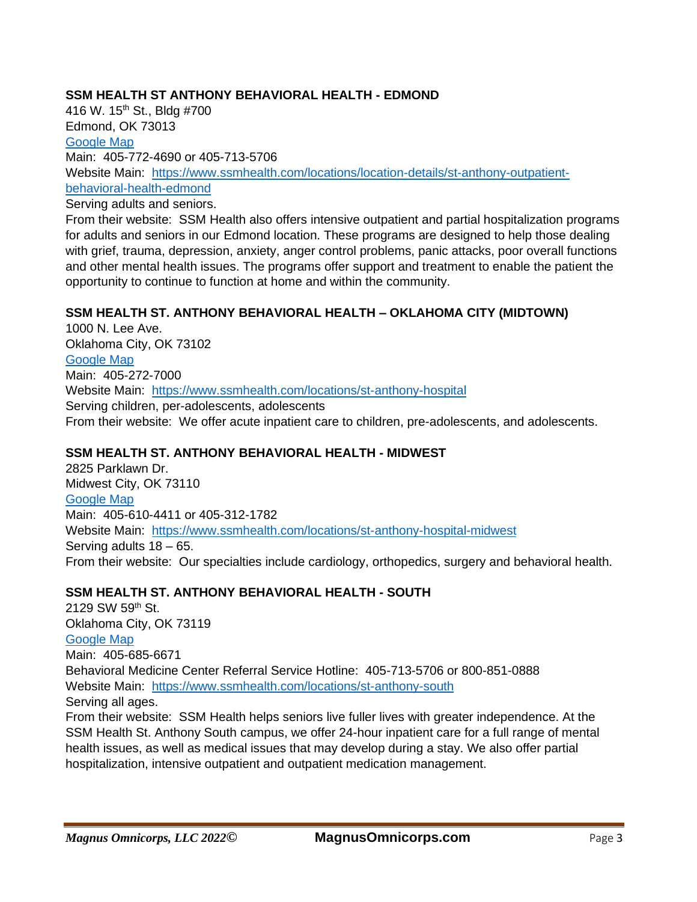**SSM HEALTH ST ANTHONY BEHAVIORAL HEALTH - EDMOND**

416 W. 15th St., Bldg #700
Edmond, OK 73013
Google Map
Main: 405-772-4690 or 405-713-5706
Website Main: https://www.ssmhealth.com/locations/location-details/st-anthony-outpatient-behavioral-health-edmond
Serving adults and seniors.
From their website: SSM Health also offers intensive outpatient and partial hospitalization programs for adults and seniors in our Edmond location. These programs are designed to help those dealing with grief, trauma, depression, anxiety, anger control problems, panic attacks, poor overall functions and other mental health issues. The programs offer support and treatment to enable the patient the opportunity to continue to function at home and within the community.

**SSM HEALTH ST. ANTHONY BEHAVIORAL HEALTH – OKLAHOMA CITY (MIDTOWN)**

1000 N. Lee Ave.
Oklahoma City, OK 73102
Google Map
Main: 405-272-7000
Website Main: https://www.ssmhealth.com/locations/st-anthony-hospital
Serving children, per-adolescents, adolescents
From their website: We offer acute inpatient care to children, pre-adolescents, and adolescents.

**SSM HEALTH ST. ANTHONY BEHAVIORAL HEALTH - MIDWEST**

2825 Parklawn Dr.
Midwest City, OK 73110
Google Map
Main: 405-610-4411 or 405-312-1782
Website Main: https://www.ssmhealth.com/locations/st-anthony-hospital-midwest
Serving adults 18 – 65.
From their website: Our specialties include cardiology, orthopedics, surgery and behavioral health.

**SSM HEALTH ST. ANTHONY BEHAVIORAL HEALTH - SOUTH**

2129 SW 59th St.
Oklahoma City, OK 73119
Google Map
Main: 405-685-6671
Behavioral Medicine Center Referral Service Hotline: 405-713-5706 or 800-851-0888
Website Main: https://www.ssmhealth.com/locations/st-anthony-south
Serving all ages.
From their website: SSM Health helps seniors live fuller lives with greater independence. At the SSM Health St. Anthony South campus, we offer 24-hour inpatient care for a full range of mental health issues, as well as medical issues that may develop during a stay. We also offer partial hospitalization, intensive outpatient and outpatient medication management.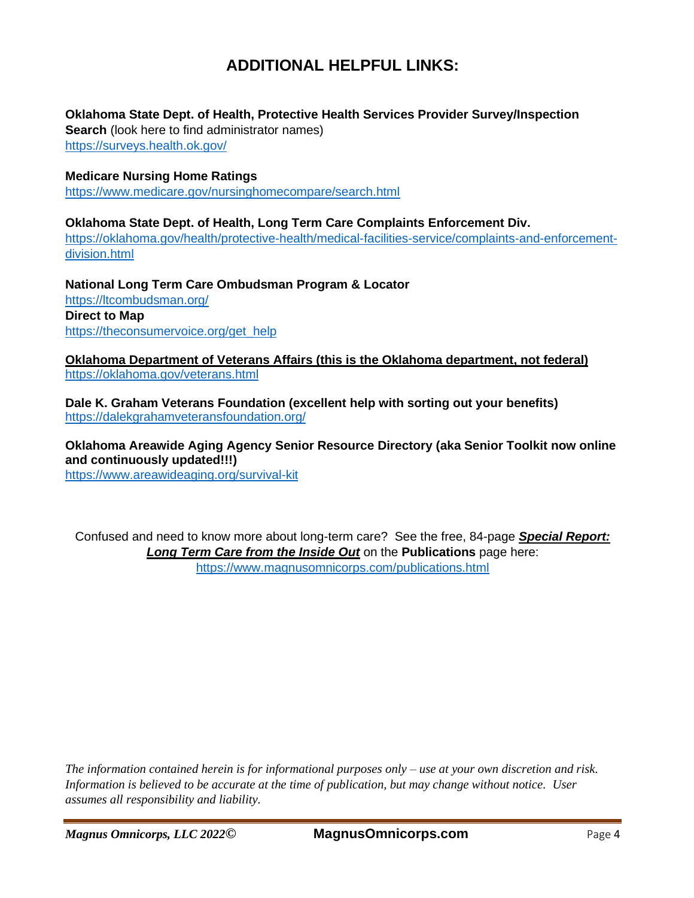# ADDITIONAL HELPFUL LINKS:

**Oklahoma State Dept. of Health, Protective Health Services Provider Survey/Inspection Search** (look here to find administrator names)
https://surveys.health.ok.gov/

**Medicare Nursing Home Ratings**
https://www.medicare.gov/nursinghomecompare/search.html

**Oklahoma State Dept. of Health, Long Term Care Complaints Enforcement Div.**
https://oklahoma.gov/health/protective-health/medical-facilities-service/complaints-and-enforcement-division.html

**National Long Term Care Ombudsman Program & Locator**
https://ltcombudsman.org/
**Direct to Map**
https://theconsumervoice.org/get_help

**Oklahoma Department of Veterans Affairs (this is the Oklahoma department, not federal)**
https://oklahoma.gov/veterans.html

**Dale K. Graham Veterans Foundation (excellent help with sorting out your benefits)**
https://dalekgrahamveteransfoundation.org/

**Oklahoma Areawide Aging Agency Senior Resource Directory (aka Senior Toolkit now online and continuously updated!!!)**
https://www.areawideaging.org/survival-kit

Confused and need to know more about long-term care? See the free, 84-page ***Special Report: Long Term Care from the Inside Out*** on the **Publications** page here:
https://www.magnusomnicorps.com/publications.html

*The information contained herein is for informational purposes only – use at your own discretion and risk. Information is believed to be accurate at the time of publication, but may change without notice. User assumes all responsibility and liability.*

***Magnus Omnicorps, LLC 2022©*** **MagnusOmnicorps.com**